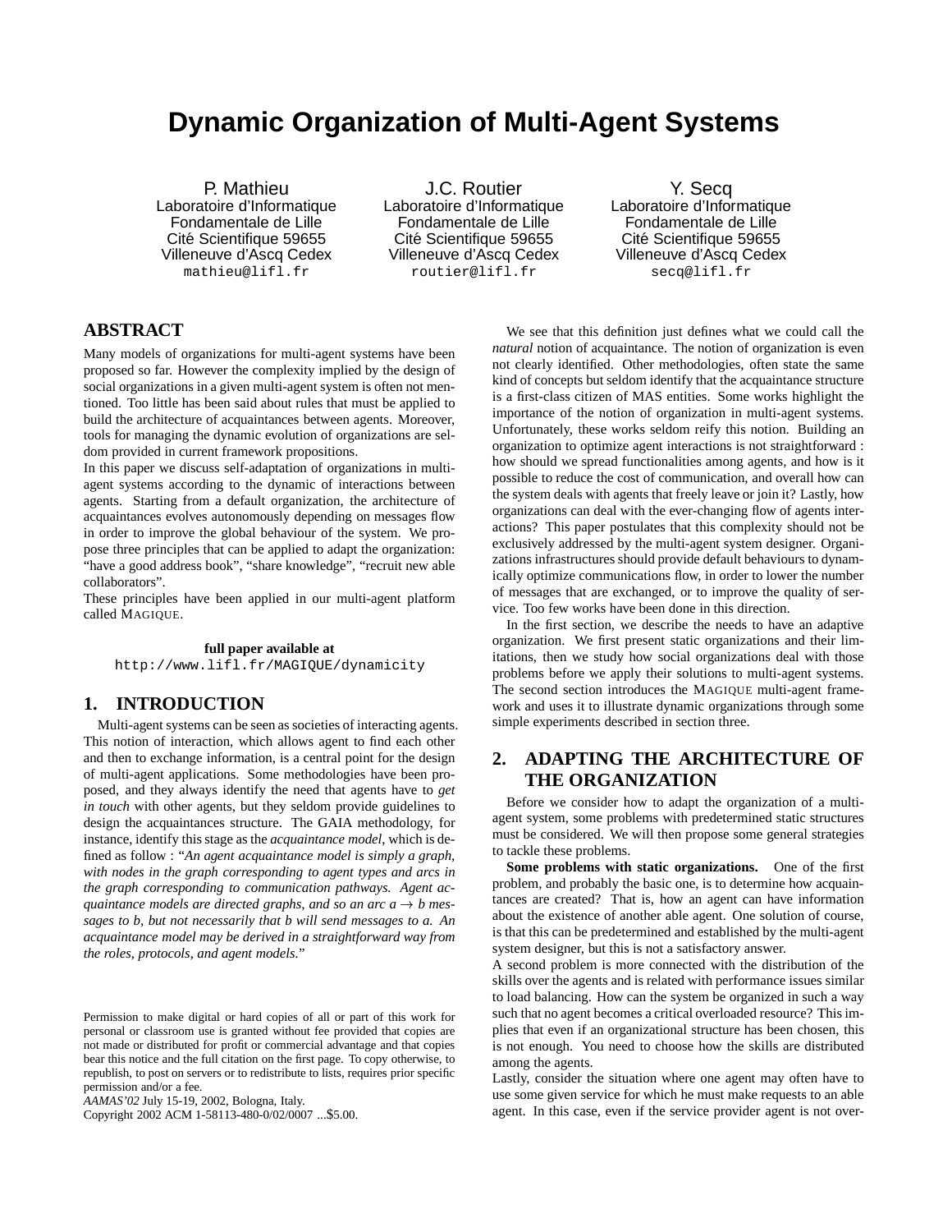# Dynamic Organization of Multi-Agent Systems

P. Mathieu
Laboratoire d'Informatique Fondamentale de Lille
Cité Scientifique 59655
Villeneuve d'Ascq Cedex
mathieu@lifl.fr

J.C. Routier
Laboratoire d'Informatique Fondamentale de Lille
Cité Scientifique 59655
Villeneuve d'Ascq Cedex
routier@lifl.fr

Y. Secq
Laboratoire d'Informatique Fondamentale de Lille
Cité Scientifique 59655
Villeneuve d'Ascq Cedex
secq@lifl.fr

## ABSTRACT

Many models of organizations for multi-agent systems have been proposed so far. However the complexity implied by the design of social organizations in a given multi-agent system is often not mentioned. Too little has been said about rules that must be applied to build the architecture of acquaintances between agents. Moreover, tools for managing the dynamic evolution of organizations are seldom provided in current framework propositions.

In this paper we discuss self-adaptation of organizations in multi-agent systems according to the dynamic of interactions between agents. Starting from a default organization, the architecture of acquaintances evolves autonomously depending on messages flow in order to improve the global behaviour of the system. We propose three principles that can be applied to adapt the organization: "have a good address book", "share knowledge", "recruit new able collaborators".

These principles have been applied in our multi-agent platform called MAGIQUE.

**full paper available at**
`http://www.lifl.fr/MAGIQUE/dynamicity`

## 1. INTRODUCTION

Multi-agent systems can be seen as societies of interacting agents. This notion of interaction, which allows agent to find each other and then to exchange information, is a central point for the design of multi-agent applications. Some methodologies have been proposed, and they always identify the need that agents have to *get in touch* with other agents, but they seldom provide guidelines to design the acquaintances structure. The GAIA methodology, for instance, identify this stage as the *acquaintance model*, which is defined as follow : "*An agent acquaintance model is simply a graph, with nodes in the graph corresponding to agent types and arcs in the graph corresponding to communication pathways. Agent acquaintance models are directed graphs, and so an arc $a \rightarrow b$ messages to b, but not necessarily that b will send messages to a. An acquaintance model may be derived in a straightforward way from the roles, protocols, and agent models.*"

Permission to make digital or hard copies of all or part of this work for personal or classroom use is granted without fee provided that copies are not made or distributed for profit or commercial advantage and that copies bear this notice and the full citation on the first page. To copy otherwise, to republish, to post on servers or to redistribute to lists, requires prior specific permission and/or a fee.
*AAMAS'02* July 15-19, 2002, Bologna, Italy.
Copyright 2002 ACM 1-58113-480-0/02/0007 ...$5.00.

We see that this definition just defines what we could call the *natural* notion of acquaintance. The notion of organization is even not clearly identified. Other methodologies, often state the same kind of concepts but seldom identify that the acquaintance structure is a first-class citizen of MAS entities. Some works highlight the importance of the notion of organization in multi-agent systems. Unfortunately, these works seldom reify this notion. Building an organization to optimize agent interactions is not straightforward : how should we spread functionalities among agents, and how is it possible to reduce the cost of communication, and overall how can the system deals with agents that freely leave or join it? Lastly, how organizations can deal with the ever-changing flow of agents interactions? This paper postulates that this complexity should not be exclusively addressed by the multi-agent system designer. Organizations infrastructures should provide default behaviours to dynamically optimize communications flow, in order to lower the number of messages that are exchanged, or to improve the quality of service. Too few works have been done in this direction.

In the first section, we describe the needs to have an adaptive organization. We first present static organizations and their limitations, then we study how social organizations deal with those problems before we apply their solutions to multi-agent systems. The second section introduces the MAGIQUE multi-agent framework and uses it to illustrate dynamic organizations through some simple experiments described in section three.

## 2. ADAPTING THE ARCHITECTURE OF THE ORGANIZATION

Before we consider how to adapt the organization of a multi-agent system, some problems with predetermined static structures must be considered. We will then propose some general strategies to tackle these problems.

**Some problems with static organizations.** One of the first problem, and probably the basic one, is to determine how acquaintances are created? That is, how an agent can have information about the existence of another able agent. One solution of course, is that this can be predetermined and established by the multi-agent system designer, but this is not a satisfactory answer.

A second problem is more connected with the distribution of the skills over the agents and is related with performance issues similar to load balancing. How can the system be organized in such a way such that no agent becomes a critical overloaded resource? This implies that even if an organizational structure has been chosen, this is not enough. You need to choose how the skills are distributed among the agents.

Lastly, consider the situation where one agent may often have to use some given service for which he must make requests to an able agent. In this case, even if the service provider agent is not over-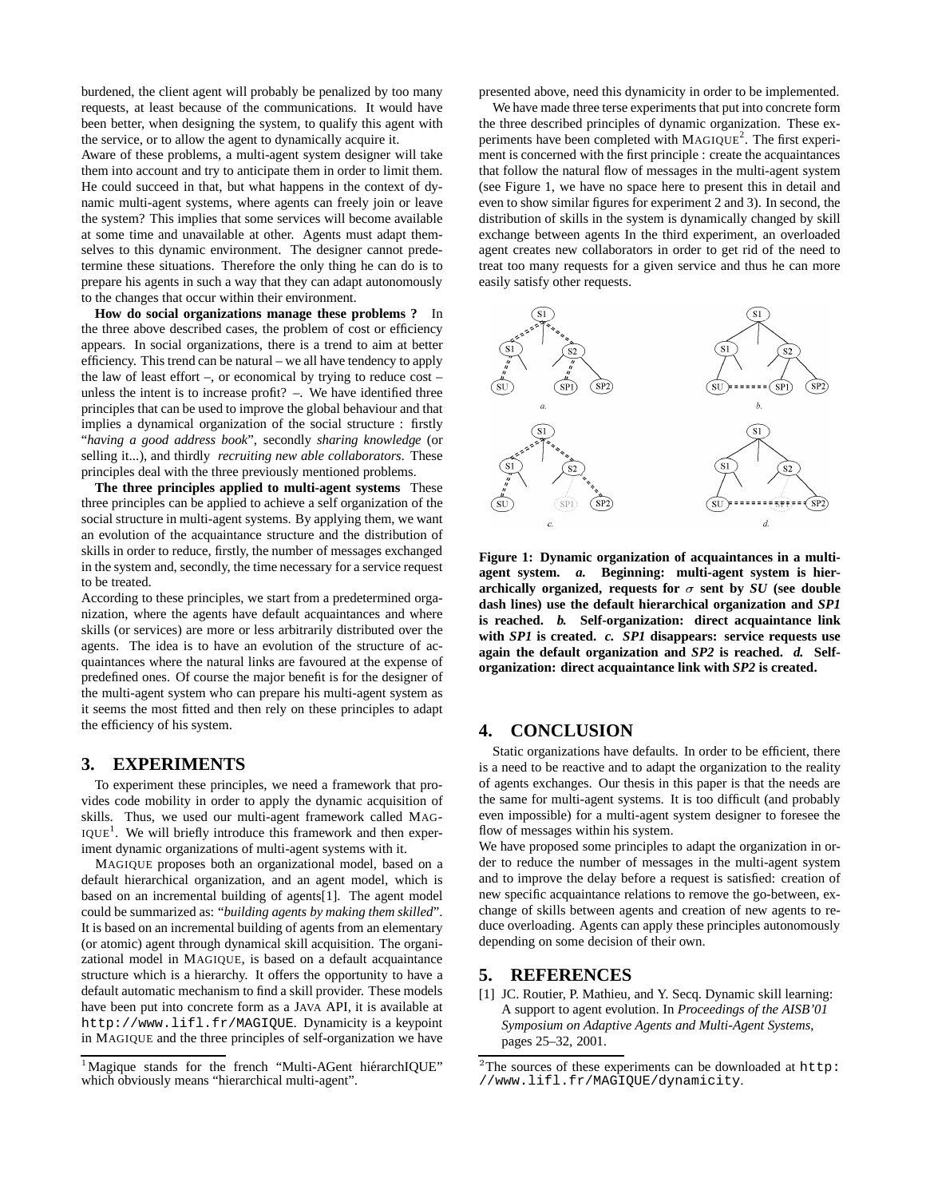burdened, the client agent will probably be penalized by too many requests, at least because of the communications. It would have been better, when designing the system, to qualify this agent with the service, or to allow the agent to dynamically acquire it.

Aware of these problems, a multi-agent system designer will take them into account and try to anticipate them in order to limit them. He could succeed in that, but what happens in the context of dynamic multi-agent systems, where agents can freely join or leave the system? This implies that some services will become available at some time and unavailable at other. Agents must adapt themselves to this dynamic environment. The designer cannot predetermine these situations. Therefore the only thing he can do is to prepare his agents in such a way that they can adapt autonomously to the changes that occur within their environment.

**How do social organizations manage these problems ?** In the three above described cases, the problem of cost or efficiency appears. In social organizations, there is a trend to aim at better efficiency. This trend can be natural – we all have tendency to apply the law of least effort –, or economical by trying to reduce cost – unless the intent is to increase profit? –. We have identified three principles that can be used to improve the global behaviour and that implies a dynamical organization of the social structure : firstly "*having a good address book*", secondly *sharing knowledge* (or selling it...), and thirdly *recruiting new able collaborators*. These principles deal with the three previously mentioned problems.

**The three principles applied to multi-agent systems** These three principles can be applied to achieve a self organization of the social structure in multi-agent systems. By applying them, we want an evolution of the acquaintance structure and the distribution of skills in order to reduce, firstly, the number of messages exchanged in the system and, secondly, the time necessary for a service request to be treated.

According to these principles, we start from a predetermined organization, where the agents have default acquaintances and where skills (or services) are more or less arbitrarily distributed over the agents. The idea is to have an evolution of the structure of acquaintances where the natural links are favoured at the expense of predefined ones. Of course the major benefit is for the designer of the multi-agent system who can prepare his multi-agent system as it seems the most fitted and then rely on these principles to adapt the efficiency of his system.

## 3. EXPERIMENTS

To experiment these principles, we need a framework that provides code mobility in order to apply the dynamic acquisition of skills. Thus, we used our multi-agent framework called MAGIQUE[1]. We will briefly introduce this framework and then experiment dynamic organizations of multi-agent systems with it.

MAGIQUE proposes both an organizational model, based on a default hierarchical organization, and an agent model, which is based on an incremental building of agents[1]. The agent model could be summarized as: "*building agents by making them skilled*". It is based on an incremental building of agents from an elementary (or atomic) agent through dynamical skill acquisition. The organizational model in MAGIQUE, is based on a default acquaintance structure which is a hierarchy. It offers the opportunity to have a default automatic mechanism to find a skill provider. These models have been put into concrete form as a JAVA API, it is available at `http://www.lifl.fr/MAGIQUE`. Dynamicity is a keypoint in MAGIQUE and the three principles of self-organization we have presented above, need this dynamicity in order to be implemented.

We have made three terse experiments that put into concrete form the three described principles of dynamic organization. These experiments have been completed with MAGIQUE[2]. The first experiment is concerned with the first principle : create the acquaintances that follow the natural flow of messages in the multi-agent system (see Figure 1, we have no space here to present this in detail and even to show similar figures for experiment 2 and 3). In second, the distribution of skills in the system is dynamically changed by skill exchange between agents In the third experiment, an overloaded agent creates new collaborators in order to get rid of the need to treat too many requests for a given service and thus he can more easily satisfy other requests.

S1
S1
S2
SU
SP1
SP2
a.

S1
S1
S2
SU
SP1
SP2
b.

S1
S1
S2
SU
SP1
SP2
c.

S1
S1
S2
SU
SP1
SP2
d.

**Figure 1: Dynamic organization of acquaintances in a multi-agent system. *a.* Beginning: multi-agent system is hierarchically organized, requests for $\sigma$ sent by *SU* (see double dash lines) use the default hierarchical organization and *SP1* is reached. *b.* Self-organization: direct acquaintance link with *SP1* is created. *c.* *SP1* disappears: service requests use again the default organization and *SP2* is reached. *d.* Self-organization: direct acquaintance link with *SP2* is created.**

## 4. CONCLUSION

Static organizations have defaults. In order to be efficient, there is a need to be reactive and to adapt the organization to the reality of agents exchanges. Our thesis in this paper is that the needs are the same for multi-agent systems. It is too difficult (and probably even impossible) for a multi-agent system designer to foresee the flow of messages within his system.

We have proposed some principles to adapt the organization in order to reduce the number of messages in the multi-agent system and to improve the delay before a request is satisfied: creation of new specific acquaintance relations to remove the go-between, exchange of skills between agents and creation of new agents to reduce overloading. Agents can apply these principles autonomously depending on some decision of their own.

## 5. REFERENCES

[1] JC. Routier, P. Mathieu, and Y. Secq. Dynamic skill learning: A support to agent evolution. In *Proceedings of the AISB'01 Symposium on Adaptive Agents and Multi-Agent Systems*, pages 25–32, 2001.

---

[1]Magique stands for the french "Multi-AGent hiérarchIQUE" which obviously means "hierarchical multi-agent".

[2]The sources of these experiments can be downloaded at `http://www.lifl.fr/MAGIQUE/dynamicity`.